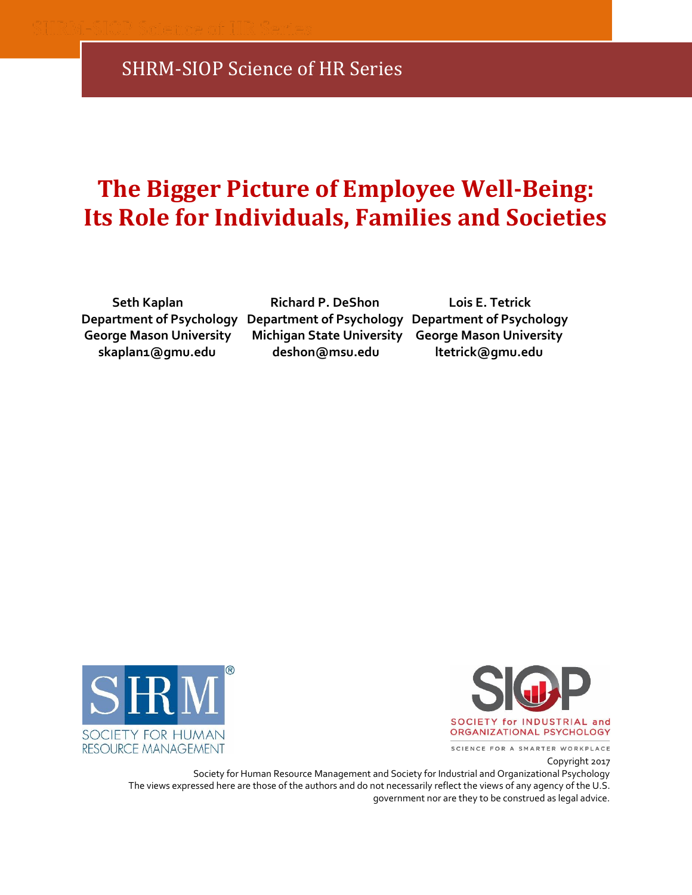SHRM-SIOP Science of HR Series

# The Bigger Picture of Employee Well-Being: Its Role for Individuals, Families and Societies

**Seth Kaplan**
**Department of Psychology**
**George Mason University**
**skaplan1@gmu.edu**

**Richard P. DeShon**
**Department of Psychology**
**Michigan State University**
**deshon@msu.edu**

**Lois E. Tetrick**
**Department of Psychology**
**George Mason University**
**ltetrick@gmu.edu**

SHRM SOCIETY FOR HUMAN RESOURCE MANAGEMENT

SIOP SOCIETY for INDUSTRIAL and ORGANIZATIONAL PSYCHOLOGY
SCIENCE FOR A SMARTER WORKPLACE

Copyright 2017
Society for Human Resource Management and Society for Industrial and Organizational Psychology
The views expressed here are those of the authors and do not necessarily reflect the views of any agency of the U.S. government nor are they to be construed as legal advice.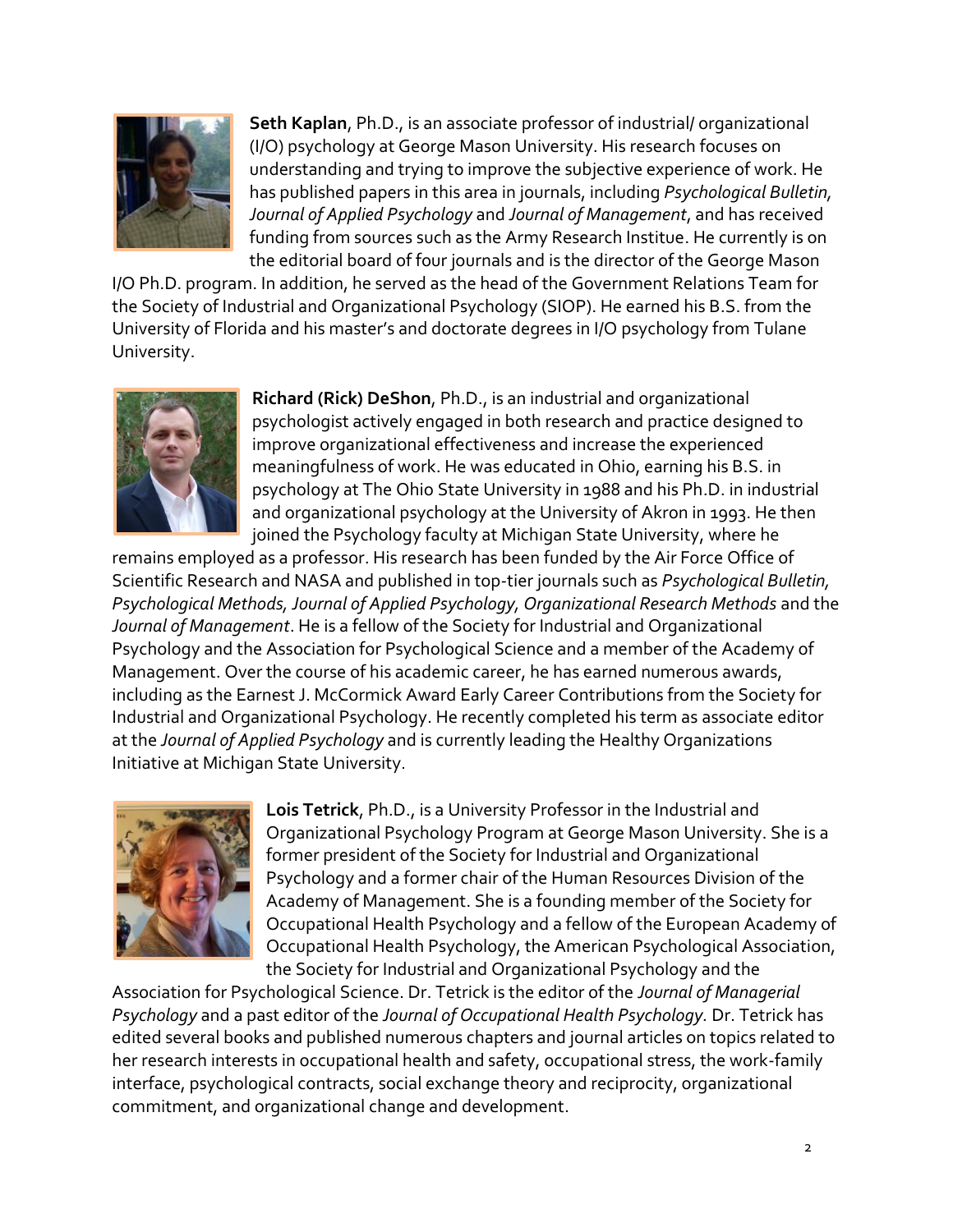**Seth Kaplan**, Ph.D., is an associate professor of industrial/ organizational (I/O) psychology at George Mason University. His research focuses on understanding and trying to improve the subjective experience of work. He has published papers in this area in journals, including *Psychological Bulletin, Journal of Applied Psychology* and *Journal of Management*, and has received funding from sources such as the Army Research Institue. He currently is on the editorial board of four journals and is the director of the George Mason I/O Ph.D. program. In addition, he served as the head of the Government Relations Team for the Society of Industrial and Organizational Psychology (SIOP). He earned his B.S. from the University of Florida and his master's and doctorate degrees in I/O psychology from Tulane University.

**Richard (Rick) DeShon**, Ph.D., is an industrial and organizational psychologist actively engaged in both research and practice designed to improve organizational effectiveness and increase the experienced meaningfulness of work. He was educated in Ohio, earning his B.S. in psychology at The Ohio State University in 1988 and his Ph.D. in industrial and organizational psychology at the University of Akron in 1993. He then joined the Psychology faculty at Michigan State University, where he remains employed as a professor. His research has been funded by the Air Force Office of Scientific Research and NASA and published in top-tier journals such as *Psychological Bulletin, Psychological Methods, Journal of Applied Psychology, Organizational Research Methods* and the *Journal of Management*. He is a fellow of the Society for Industrial and Organizational Psychology and the Association for Psychological Science and a member of the Academy of Management. Over the course of his academic career, he has earned numerous awards, including as the Earnest J. McCormick Award Early Career Contributions from the Society for Industrial and Organizational Psychology. He recently completed his term as associate editor at the *Journal of Applied Psychology* and is currently leading the Healthy Organizations Initiative at Michigan State University.

**Lois Tetrick**, Ph.D., is a University Professor in the Industrial and Organizational Psychology Program at George Mason University. She is a former president of the Society for Industrial and Organizational Psychology and a former chair of the Human Resources Division of the Academy of Management. She is a founding member of the Society for Occupational Health Psychology and a fellow of the European Academy of Occupational Health Psychology, the American Psychological Association, the Society for Industrial and Organizational Psychology and the Association for Psychological Science. Dr. Tetrick is the editor of the *Journal of Managerial Psychology* and a past editor of the *Journal of Occupational Health Psychology.* Dr. Tetrick has edited several books and published numerous chapters and journal articles on topics related to her research interests in occupational health and safety, occupational stress, the work-family interface, psychological contracts, social exchange theory and reciprocity, organizational commitment, and organizational change and development.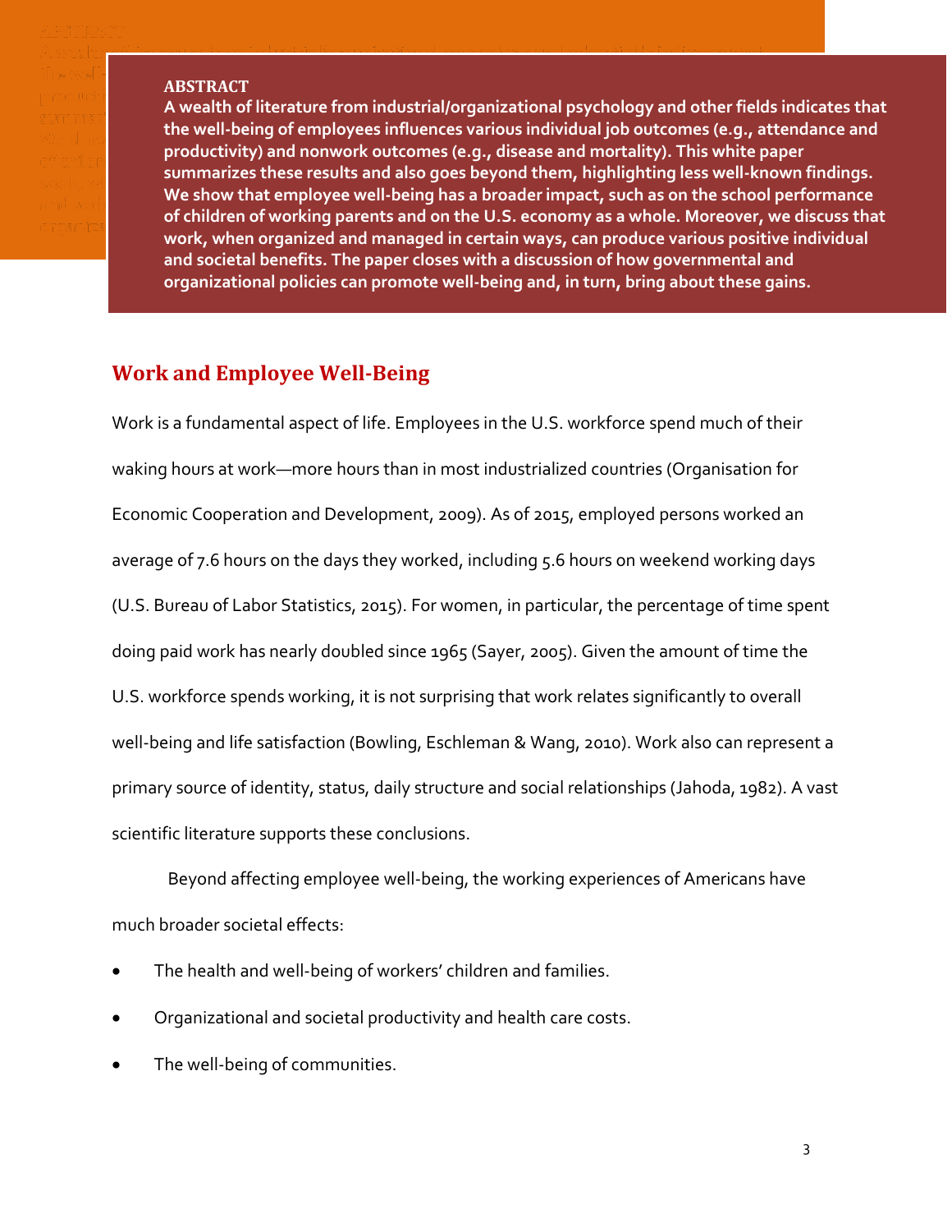**ABSTRACT**

**A wealth of literature from industrial/organizational psychology and other fields indicates that the well-being of employees influences various individual job outcomes (e.g., attendance and productivity) and nonwork outcomes (e.g., disease and mortality). This white paper summarizes these results and also goes beyond them, highlighting less well-known findings. We show that employee well-being has a broader impact, such as on the school performance of children of working parents and on the U.S. economy as a whole. Moreover, we discuss that work, when organized and managed in certain ways, can produce various positive individual and societal benefits. The paper closes with a discussion of how governmental and organizational policies can promote well-being and, in turn, bring about these gains.**

## Work and Employee Well-Being

Work is a fundamental aspect of life. Employees in the U.S. workforce spend much of their waking hours at work—more hours than in most industrialized countries (Organisation for Economic Cooperation and Development, 2009). As of 2015, employed persons worked an average of 7.6 hours on the days they worked, including 5.6 hours on weekend working days (U.S. Bureau of Labor Statistics, 2015). For women, in particular, the percentage of time spent doing paid work has nearly doubled since 1965 (Sayer, 2005). Given the amount of time the U.S. workforce spends working, it is not surprising that work relates significantly to overall well-being and life satisfaction (Bowling, Eschleman & Wang, 2010). Work also can represent a primary source of identity, status, daily structure and social relationships (Jahoda, 1982). A vast scientific literature supports these conclusions.

Beyond affecting employee well-being, the working experiences of Americans have much broader societal effects:

- The health and well-being of workers' children and families.
- Organizational and societal productivity and health care costs.
- The well-being of communities.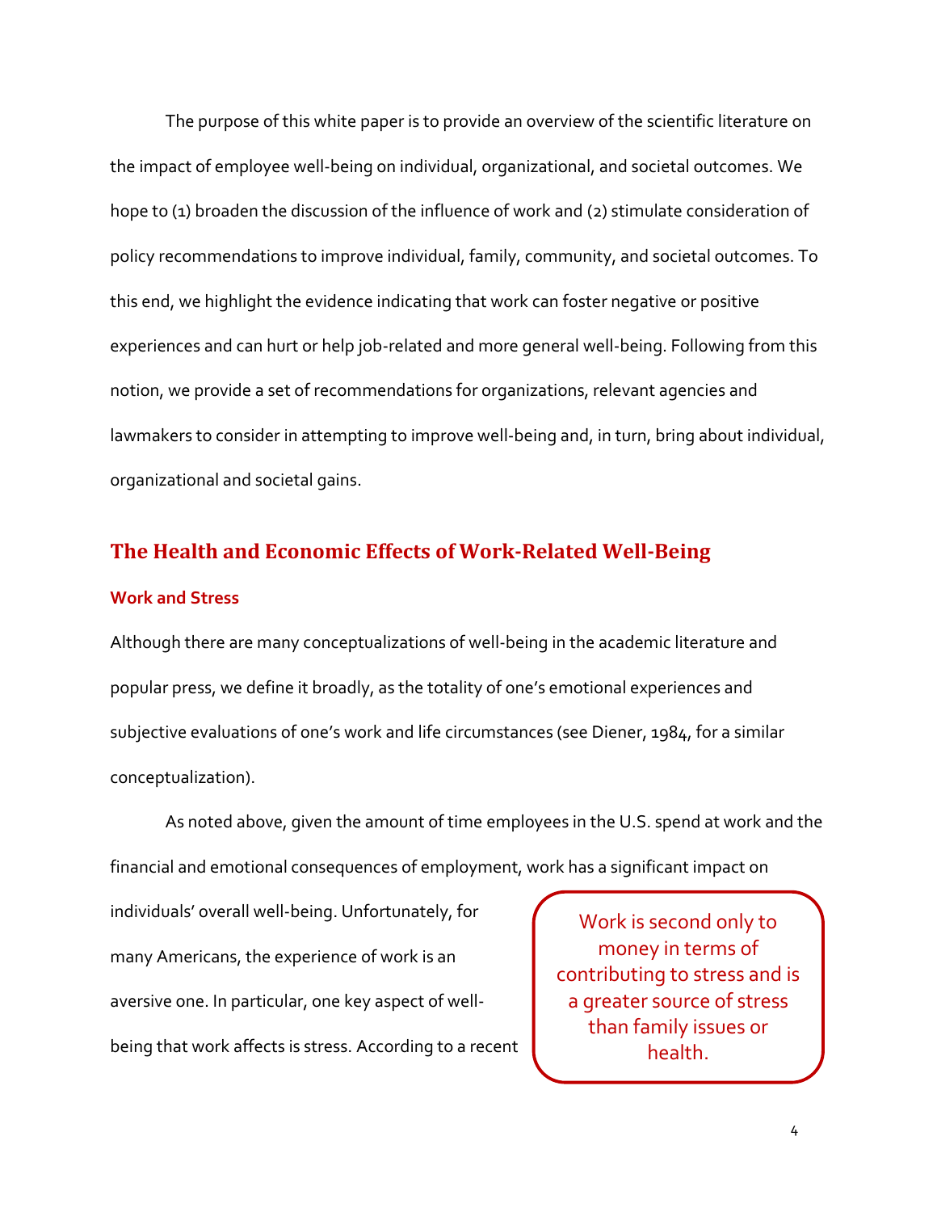The purpose of this white paper is to provide an overview of the scientific literature on the impact of employee well-being on individual, organizational, and societal outcomes. We hope to (1) broaden the discussion of the influence of work and (2) stimulate consideration of policy recommendations to improve individual, family, community, and societal outcomes. To this end, we highlight the evidence indicating that work can foster negative or positive experiences and can hurt or help job-related and more general well-being. Following from this notion, we provide a set of recommendations for organizations, relevant agencies and lawmakers to consider in attempting to improve well-being and, in turn, bring about individual, organizational and societal gains.

## The Health and Economic Effects of Work-Related Well-Being

### Work and Stress

Although there are many conceptualizations of well-being in the academic literature and popular press, we define it broadly, as the totality of one's emotional experiences and subjective evaluations of one's work and life circumstances (see Diener, 1984, for a similar conceptualization).

As noted above, given the amount of time employees in the U.S. spend at work and the financial and emotional consequences of employment, work has a significant impact on individuals' overall well-being. Unfortunately, for many Americans, the experience of work is an aversive one. In particular, one key aspect of well-being that work affects is stress. According to a recent

> Work is second only to money in terms of contributing to stress and is a greater source of stress than family issues or health.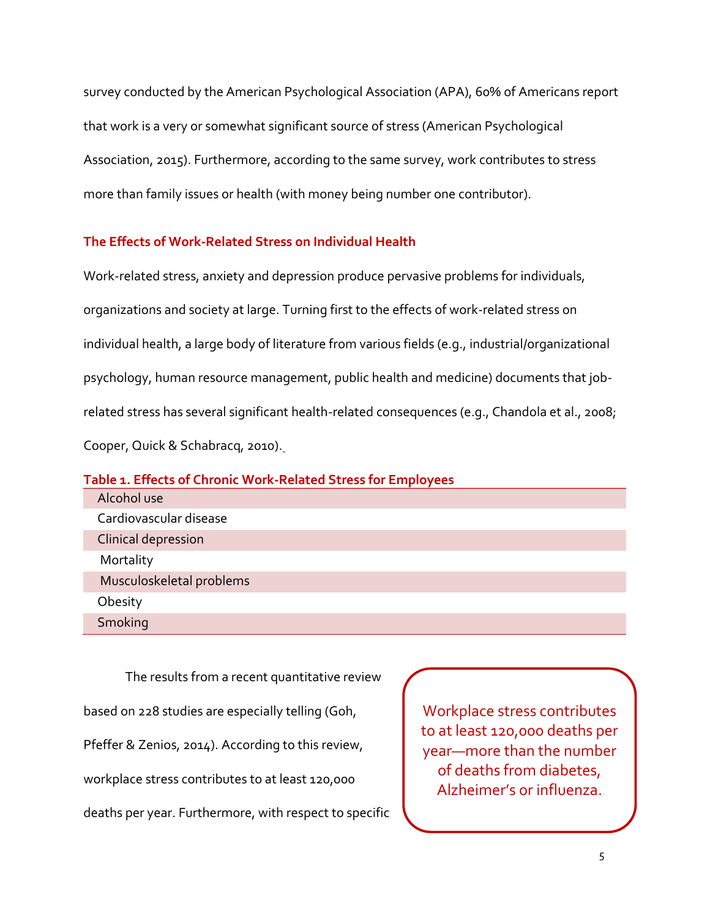survey conducted by the American Psychological Association (APA), 60% of Americans report that work is a very or somewhat significant source of stress (American Psychological Association, 2015). Furthermore, according to the same survey, work contributes to stress more than family issues or health (with money being number one contributor).

## The Effects of Work-Related Stress on Individual Health

Work-related stress, anxiety and depression produce pervasive problems for individuals, organizations and society at large. Turning first to the effects of work-related stress on individual health, a large body of literature from various fields (e.g., industrial/organizational psychology, human resource management, public health and medicine) documents that job-related stress has several significant health-related consequences (e.g., Chandola et al., 2008; Cooper, Quick & Schabracq, 2010).

**Table 1. Effects of Chronic Work-Related Stress for Employees**

| Effects |
|---|
| Alcohol use |
| Cardiovascular disease |
| Clinical depression |
| Mortality |
| Musculoskeletal problems |
| Obesity |
| Smoking |

The results from a recent quantitative review based on 228 studies are especially telling (Goh, Pfeffer & Zenios, 2014). According to this review, workplace stress contributes to at least 120,000 deaths per year. Furthermore, with respect to specific

> Workplace stress contributes to at least 120,000 deaths per year—more than the number of deaths from diabetes, Alzheimer's or influenza.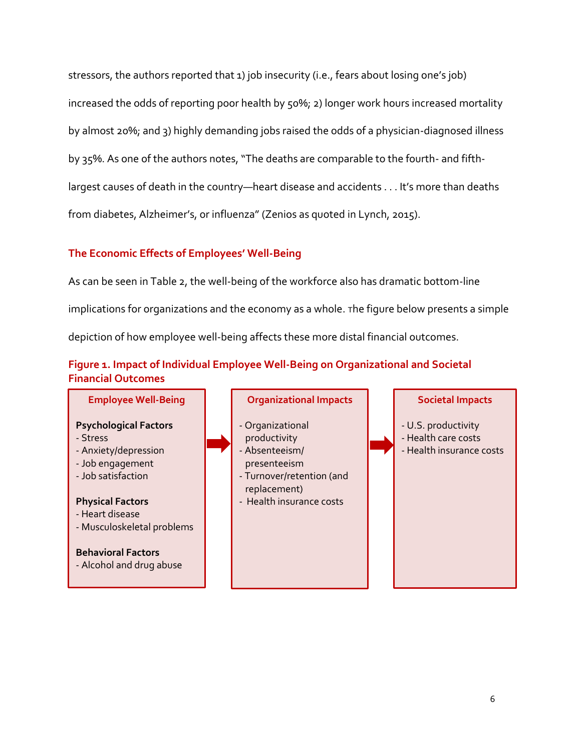stressors, the authors reported that 1) job insecurity (i.e., fears about losing one's job) increased the odds of reporting poor health by 50%; 2) longer work hours increased mortality by almost 20%; and 3) highly demanding jobs raised the odds of a physician-diagnosed illness by 35%. As one of the authors notes, "The deaths are comparable to the fourth- and fifth-largest causes of death in the country—heart disease and accidents . . . It's more than deaths from diabetes, Alzheimer's, or influenza" (Zenios as quoted in Lynch, 2015).

## The Economic Effects of Employees' Well-Being

As can be seen in Table 2, the well-being of the workforce also has dramatic bottom-line implications for organizations and the economy as a whole. The figure below presents a simple depiction of how employee well-being affects these more distal financial outcomes.

**Figure 1. Impact of Individual Employee Well-Being on Organizational and Societal Financial Outcomes**

| Employee Well-Being | → | Organizational Impacts | → | Societal Impacts |
|---|---|---|---|---|
| **Psychological Factors**<br>- Stress<br>- Anxiety/depression<br>- Job engagement<br>- Job satisfaction<br><br>**Physical Factors**<br>- Heart disease<br>- Musculoskeletal problems<br><br>**Behavioral Factors**<br>- Alcohol and drug abuse | | - Organizational productivity<br>- Absenteeism/ presenteeism<br>- Turnover/retention (and replacement)<br>- Health insurance costs | | - U.S. productivity<br>- Health care costs<br>- Health insurance costs |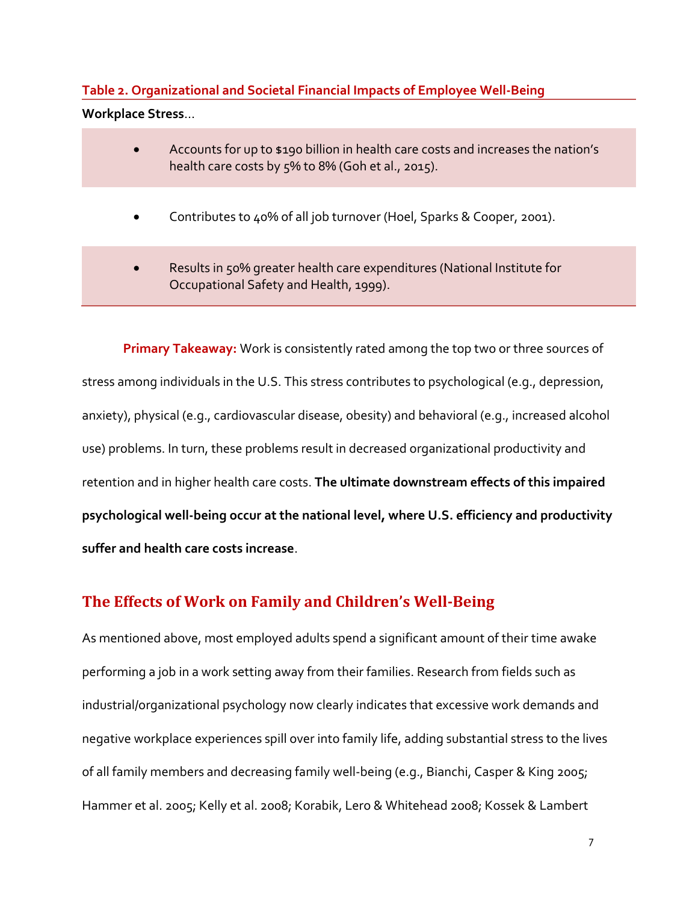**Table 2. Organizational and Societal Financial Impacts of Employee Well-Being**

**Workplace Stress**…

- Accounts for up to $190 billion in health care costs and increases the nation's health care costs by 5% to 8% (Goh et al., 2015).
- Contributes to 40% of all job turnover (Hoel, Sparks & Cooper, 2001).
- Results in 50% greater health care expenditures (National Institute for Occupational Safety and Health, 1999).

**Primary Takeaway:** Work is consistently rated among the top two or three sources of stress among individuals in the U.S. This stress contributes to psychological (e.g., depression, anxiety), physical (e.g., cardiovascular disease, obesity) and behavioral (e.g., increased alcohol use) problems. In turn, these problems result in decreased organizational productivity and retention and in higher health care costs. **The ultimate downstream effects of this impaired psychological well-being occur at the national level, where U.S. efficiency and productivity suffer and health care costs increase**.

## The Effects of Work on Family and Children's Well-Being

As mentioned above, most employed adults spend a significant amount of their time awake performing a job in a work setting away from their families. Research from fields such as industrial/organizational psychology now clearly indicates that excessive work demands and negative workplace experiences spill over into family life, adding substantial stress to the lives of all family members and decreasing family well-being (e.g., Bianchi, Casper & King 2005; Hammer et al. 2005; Kelly et al. 2008; Korabik, Lero & Whitehead 2008; Kossek & Lambert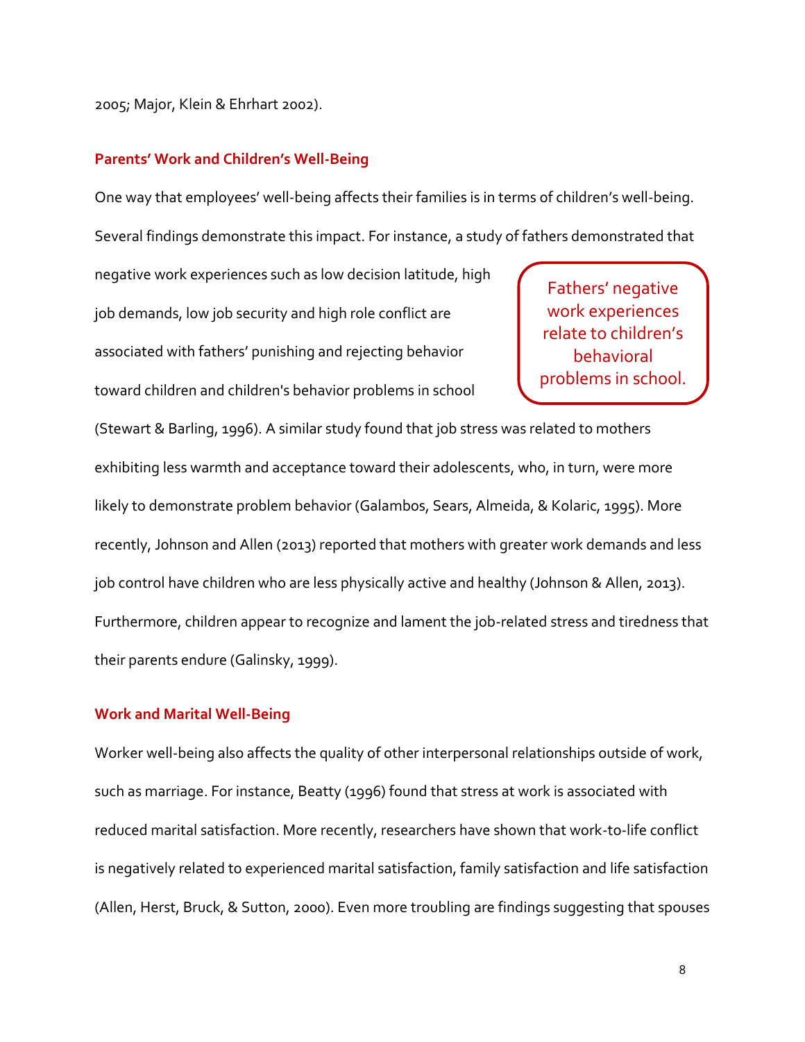2005; Major, Klein & Ehrhart 2002).

## Parents' Work and Children's Well-Being

One way that employees' well-being affects their families is in terms of children's well-being. Several findings demonstrate this impact. For instance, a study of fathers demonstrated that negative work experiences such as low decision latitude, high job demands, low job security and high role conflict are associated with fathers' punishing and rejecting behavior toward children and children's behavior problems in school (Stewart & Barling, 1996). A similar study found that job stress was related to mothers exhibiting less warmth and acceptance toward their adolescents, who, in turn, were more likely to demonstrate problem behavior (Galambos, Sears, Almeida, & Kolaric, 1995). More recently, Johnson and Allen (2013) reported that mothers with greater work demands and less job control have children who are less physically active and healthy (Johnson & Allen, 2013). Furthermore, children appear to recognize and lament the job-related stress and tiredness that their parents endure (Galinsky, 1999).

> Fathers' negative work experiences relate to children's behavioral problems in school.

## Work and Marital Well-Being

Worker well-being also affects the quality of other interpersonal relationships outside of work, such as marriage. For instance, Beatty (1996) found that stress at work is associated with reduced marital satisfaction. More recently, researchers have shown that work-to-life conflict is negatively related to experienced marital satisfaction, family satisfaction and life satisfaction (Allen, Herst, Bruck, & Sutton, 2000). Even more troubling are findings suggesting that spouses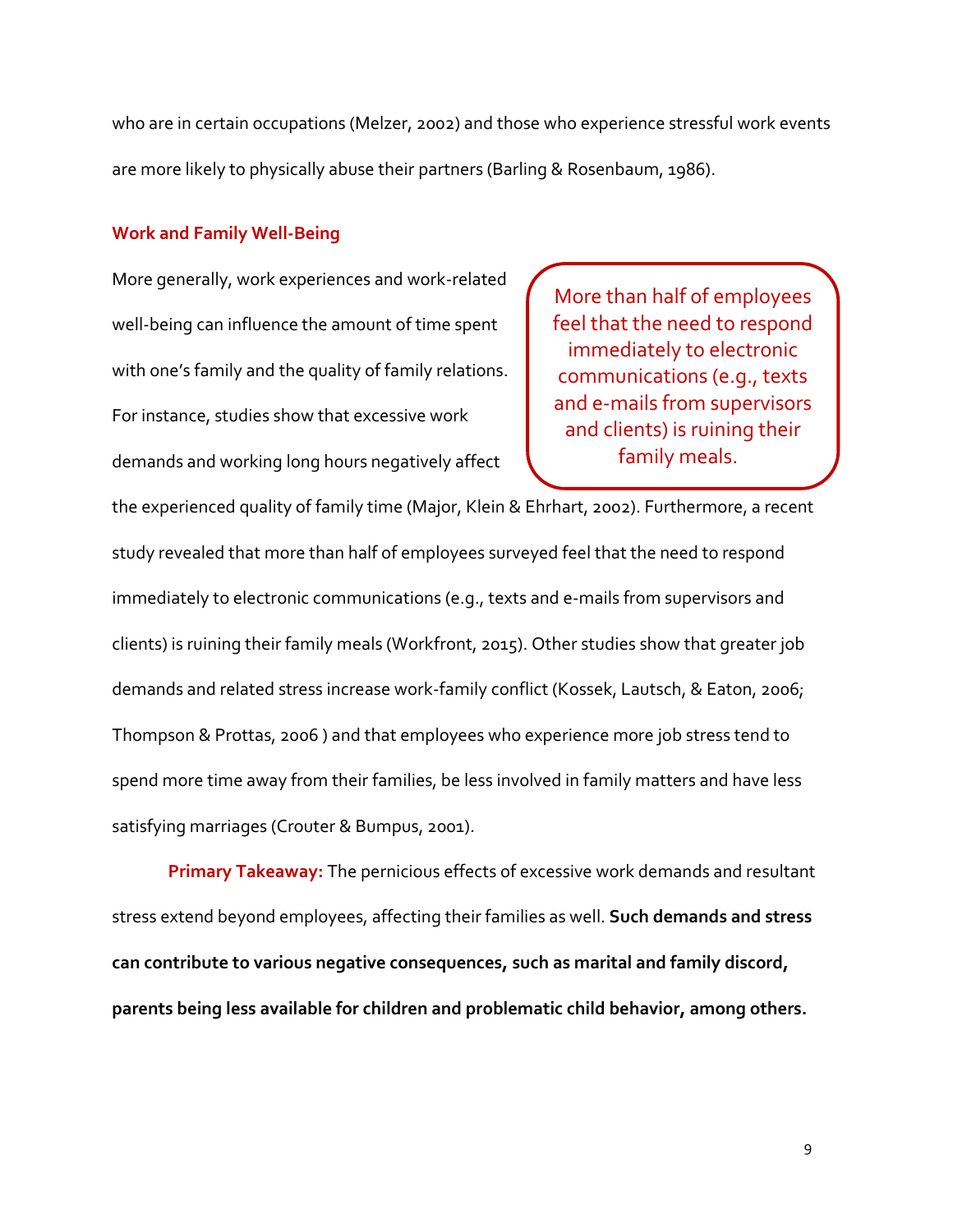who are in certain occupations (Melzer, 2002) and those who experience stressful work events are more likely to physically abuse their partners (Barling & Rosenbaum, 1986).

### Work and Family Well-Being

More generally, work experiences and work-related well-being can influence the amount of time spent with one's family and the quality of family relations. For instance, studies show that excessive work demands and working long hours negatively affect the experienced quality of family time (Major, Klein & Ehrhart, 2002). Furthermore, a recent study revealed that more than half of employees surveyed feel that the need to respond immediately to electronic communications (e.g., texts and e-mails from supervisors and clients) is ruining their family meals (Workfront, 2015). Other studies show that greater job demands and related stress increase work-family conflict (Kossek, Lautsch, & Eaton, 2006; Thompson & Prottas, 2006 ) and that employees who experience more job stress tend to spend more time away from their families, be less involved in family matters and have less satisfying marriages (Crouter & Bumpus, 2001).

> More than half of employees feel that the need to respond immediately to electronic communications (e.g., texts and e-mails from supervisors and clients) is ruining their family meals.

**Primary Takeaway:** The pernicious effects of excessive work demands and resultant stress extend beyond employees, affecting their families as well. **Such demands and stress can contribute to various negative consequences, such as marital and family discord, parents being less available for children and problematic child behavior, among others.**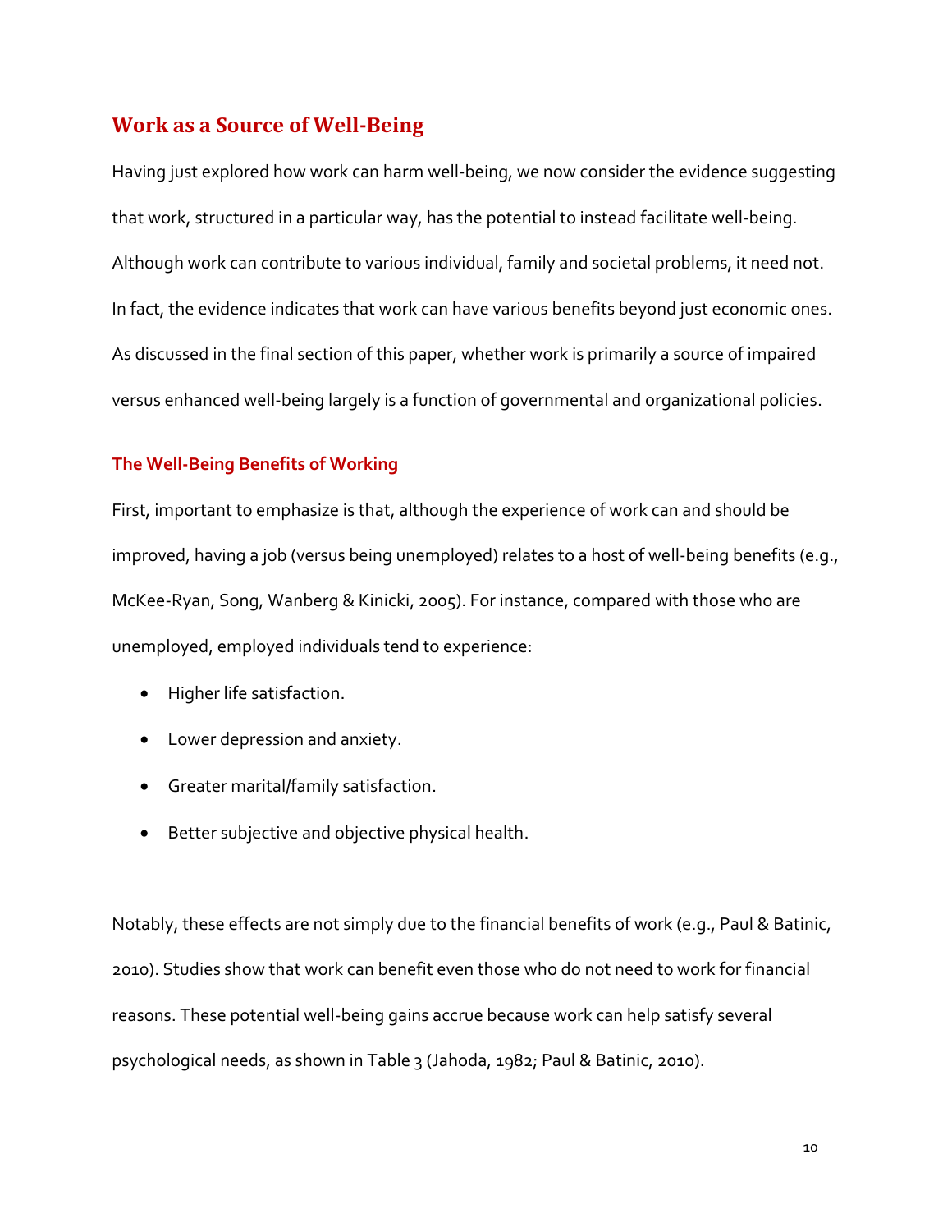## Work as a Source of Well-Being

Having just explored how work can harm well-being, we now consider the evidence suggesting that work, structured in a particular way, has the potential to instead facilitate well-being. Although work can contribute to various individual, family and societal problems, it need not. In fact, the evidence indicates that work can have various benefits beyond just economic ones. As discussed in the final section of this paper, whether work is primarily a source of impaired versus enhanced well-being largely is a function of governmental and organizational policies.

### The Well-Being Benefits of Working

First, important to emphasize is that, although the experience of work can and should be improved, having a job (versus being unemployed) relates to a host of well-being benefits (e.g., McKee-Ryan, Song, Wanberg & Kinicki, 2005). For instance, compared with those who are unemployed, employed individuals tend to experience:

- Higher life satisfaction.
- Lower depression and anxiety.
- Greater marital/family satisfaction.
- Better subjective and objective physical health.

Notably, these effects are not simply due to the financial benefits of work (e.g., Paul & Batinic, 2010). Studies show that work can benefit even those who do not need to work for financial reasons. These potential well-being gains accrue because work can help satisfy several psychological needs, as shown in Table 3 (Jahoda, 1982; Paul & Batinic, 2010).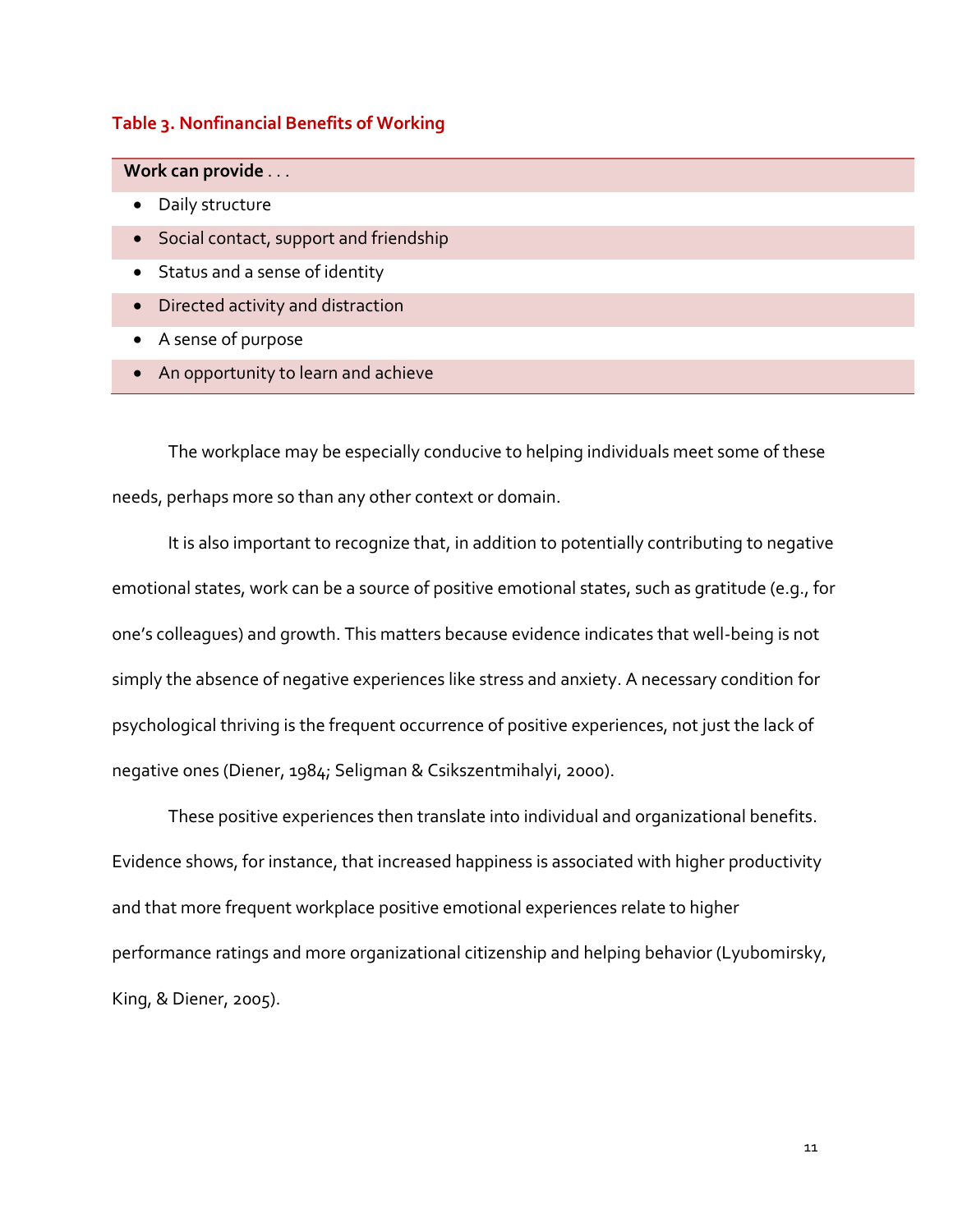**Table 3. Nonfinancial Benefits of Working**

| **Work can provide** . . . |
| --- |
| • Daily structure |
| • Social contact, support and friendship |
| • Status and a sense of identity |
| • Directed activity and distraction |
| • A sense of purpose |
| • An opportunity to learn and achieve |

The workplace may be especially conducive to helping individuals meet some of these needs, perhaps more so than any other context or domain.

It is also important to recognize that, in addition to potentially contributing to negative emotional states, work can be a source of positive emotional states, such as gratitude (e.g., for one's colleagues) and growth. This matters because evidence indicates that well-being is not simply the absence of negative experiences like stress and anxiety. A necessary condition for psychological thriving is the frequent occurrence of positive experiences, not just the lack of negative ones (Diener, 1984; Seligman & Csikszentmihalyi, 2000).

These positive experiences then translate into individual and organizational benefits. Evidence shows, for instance, that increased happiness is associated with higher productivity and that more frequent workplace positive emotional experiences relate to higher performance ratings and more organizational citizenship and helping behavior (Lyubomirsky, King, & Diener, 2005).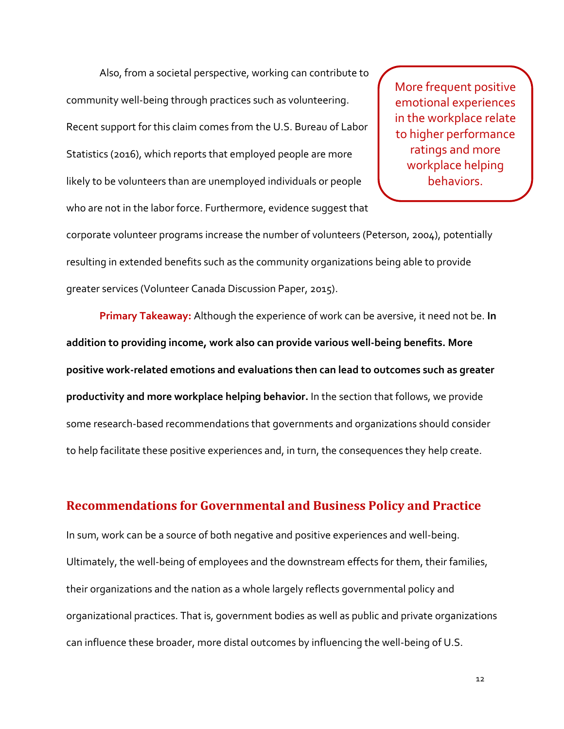Also, from a societal perspective, working can contribute to community well-being through practices such as volunteering. Recent support for this claim comes from the U.S. Bureau of Labor Statistics (2016), which reports that employed people are more likely to be volunteers than are unemployed individuals or people who are not in the labor force. Furthermore, evidence suggest that corporate volunteer programs increase the number of volunteers (Peterson, 2004), potentially resulting in extended benefits such as the community organizations being able to provide greater services (Volunteer Canada Discussion Paper, 2015).

> More frequent positive emotional experiences in the workplace relate to higher performance ratings and more workplace helping behaviors.

**Primary Takeaway:** Although the experience of work can be aversive, it need not be. **In addition to providing income, work also can provide various well-being benefits. More positive work-related emotions and evaluations then can lead to outcomes such as greater productivity and more workplace helping behavior.** In the section that follows, we provide some research-based recommendations that governments and organizations should consider to help facilitate these positive experiences and, in turn, the consequences they help create.

## Recommendations for Governmental and Business Policy and Practice

In sum, work can be a source of both negative and positive experiences and well-being. Ultimately, the well-being of employees and the downstream effects for them, their families, their organizations and the nation as a whole largely reflects governmental policy and organizational practices. That is, government bodies as well as public and private organizations can influence these broader, more distal outcomes by influencing the well-being of U.S.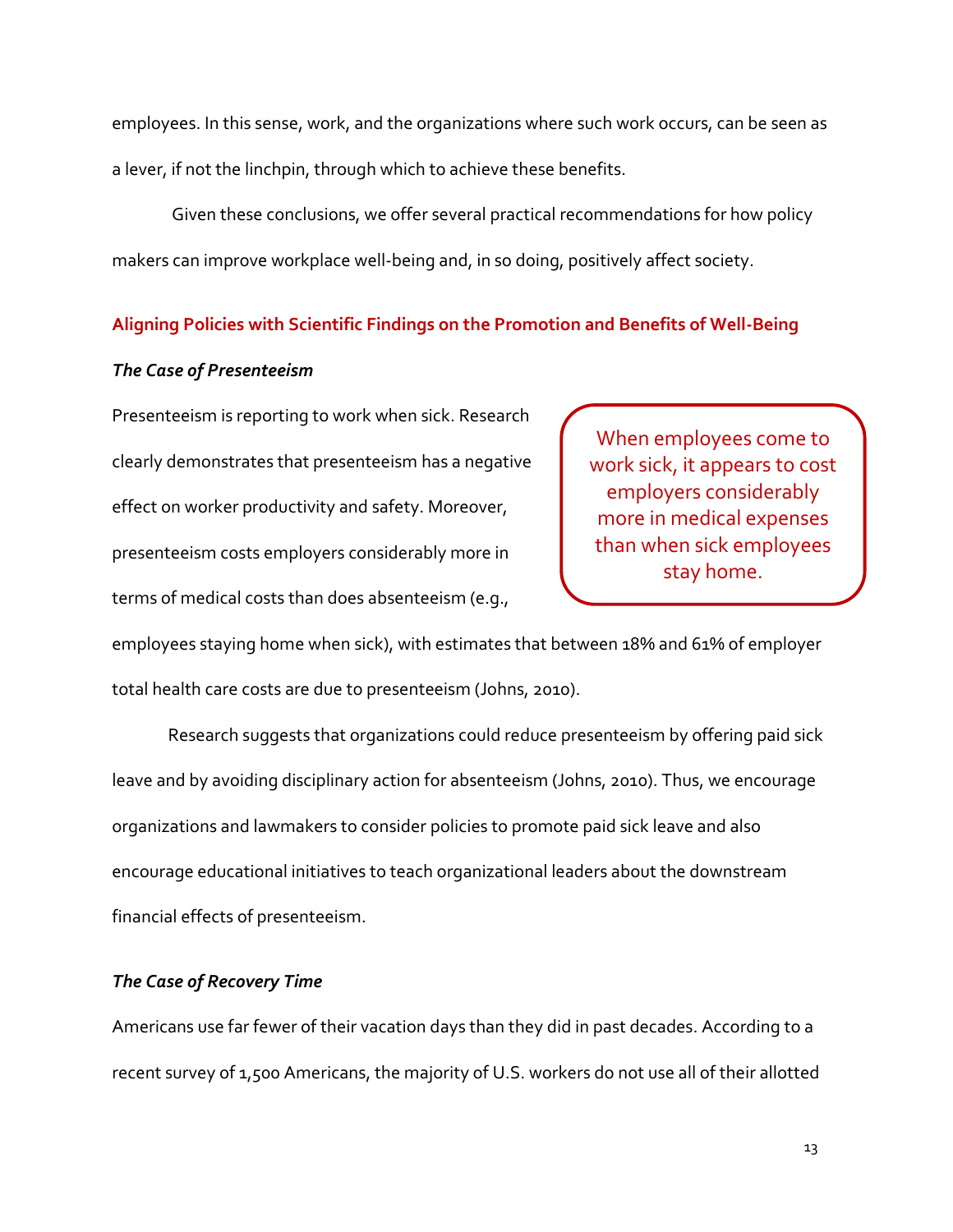employees. In this sense, work, and the organizations where such work occurs, can be seen as a lever, if not the linchpin, through which to achieve these benefits.

Given these conclusions, we offer several practical recommendations for how policy makers can improve workplace well-being and, in so doing, positively affect society.

## Aligning Policies with Scientific Findings on the Promotion and Benefits of Well-Being

### *The Case of Presenteeism*

Presenteeism is reporting to work when sick. Research clearly demonstrates that presenteeism has a negative effect on worker productivity and safety. Moreover, presenteeism costs employers considerably more in terms of medical costs than does absenteeism (e.g., employees staying home when sick), with estimates that between 18% and 61% of employer total health care costs are due to presenteeism (Johns, 2010).

> When employees come to work sick, it appears to cost employers considerably more in medical expenses than when sick employees stay home.

Research suggests that organizations could reduce presenteeism by offering paid sick leave and by avoiding disciplinary action for absenteeism (Johns, 2010). Thus, we encourage organizations and lawmakers to consider policies to promote paid sick leave and also encourage educational initiatives to teach organizational leaders about the downstream financial effects of presenteeism.

### *The Case of Recovery Time*

Americans use far fewer of their vacation days than they did in past decades. According to a recent survey of 1,500 Americans, the majority of U.S. workers do not use all of their allotted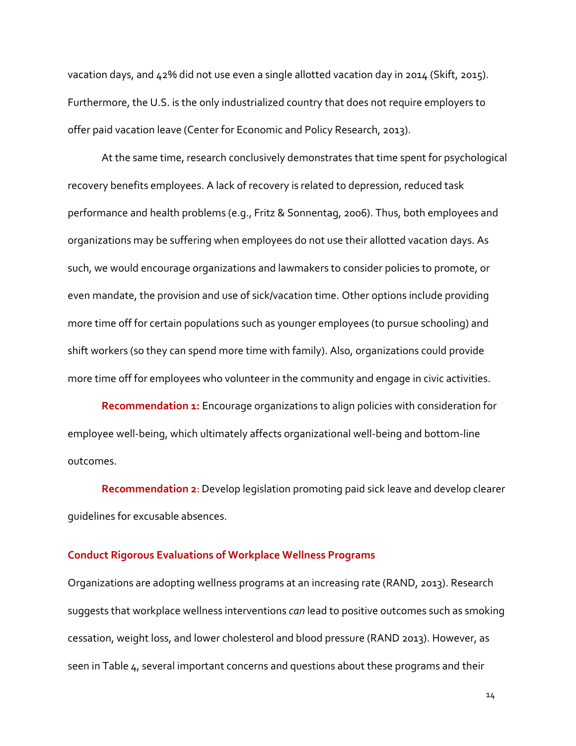vacation days, and 42% did not use even a single allotted vacation day in 2014 (Skift, 2015). Furthermore, the U.S. is the only industrialized country that does not require employers to offer paid vacation leave (Center for Economic and Policy Research, 2013).

At the same time, research conclusively demonstrates that time spent for psychological recovery benefits employees. A lack of recovery is related to depression, reduced task performance and health problems (e.g., Fritz & Sonnentag, 2006). Thus, both employees and organizations may be suffering when employees do not use their allotted vacation days. As such, we would encourage organizations and lawmakers to consider policies to promote, or even mandate, the provision and use of sick/vacation time. Other options include providing more time off for certain populations such as younger employees (to pursue schooling) and shift workers (so they can spend more time with family). Also, organizations could provide more time off for employees who volunteer in the community and engage in civic activities.

**Recommendation 1:** Encourage organizations to align policies with consideration for employee well-being, which ultimately affects organizational well-being and bottom-line outcomes.

**Recommendation 2**: Develop legislation promoting paid sick leave and develop clearer guidelines for excusable absences.

### Conduct Rigorous Evaluations of Workplace Wellness Programs

Organizations are adopting wellness programs at an increasing rate (RAND, 2013). Research suggests that workplace wellness interventions *can* lead to positive outcomes such as smoking cessation, weight loss, and lower cholesterol and blood pressure (RAND 2013). However, as seen in Table 4, several important concerns and questions about these programs and their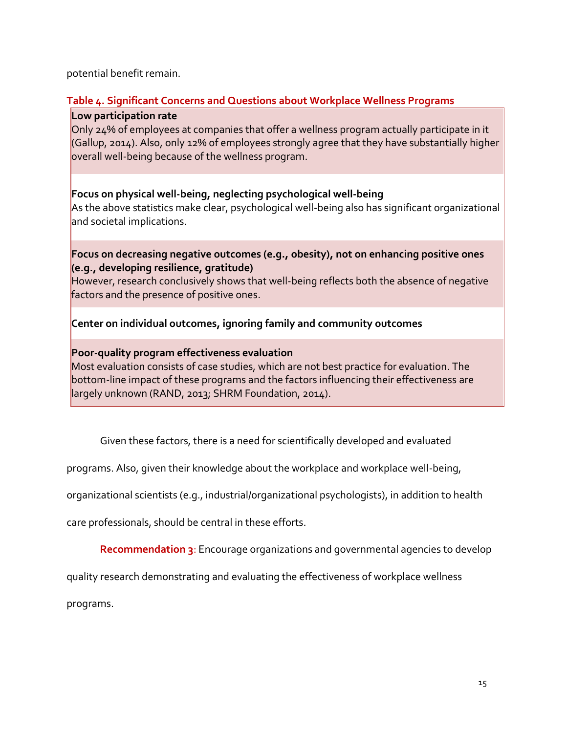potential benefit remain.

**Table 4. Significant Concerns and Questions about Workplace Wellness Programs**

| |
|---|
| **Low participation rate**<br>Only 24% of employees at companies that offer a wellness program actually participate in it (Gallup, 2014). Also, only 12% of employees strongly agree that they have substantially higher overall well-being because of the wellness program. |
| **Focus on physical well-being, neglecting psychological well-being**<br>As the above statistics make clear, psychological well-being also has significant organizational and societal implications. |
| **Focus on decreasing negative outcomes (e.g., obesity), not on enhancing positive ones (e.g., developing resilience, gratitude)**<br>However, research conclusively shows that well-being reflects both the absence of negative factors and the presence of positive ones. |
| **Center on individual outcomes, ignoring family and community outcomes** |
| **Poor-quality program effectiveness evaluation**<br>Most evaluation consists of case studies, which are not best practice for evaluation. The bottom-line impact of these programs and the factors influencing their effectiveness are largely unknown (RAND, 2013; SHRM Foundation, 2014). |

Given these factors, there is a need for scientifically developed and evaluated programs. Also, given their knowledge about the workplace and workplace well-being, organizational scientists (e.g., industrial/organizational psychologists), in addition to health care professionals, should be central in these efforts.

**Recommendation 3**: Encourage organizations and governmental agencies to develop quality research demonstrating and evaluating the effectiveness of workplace wellness programs.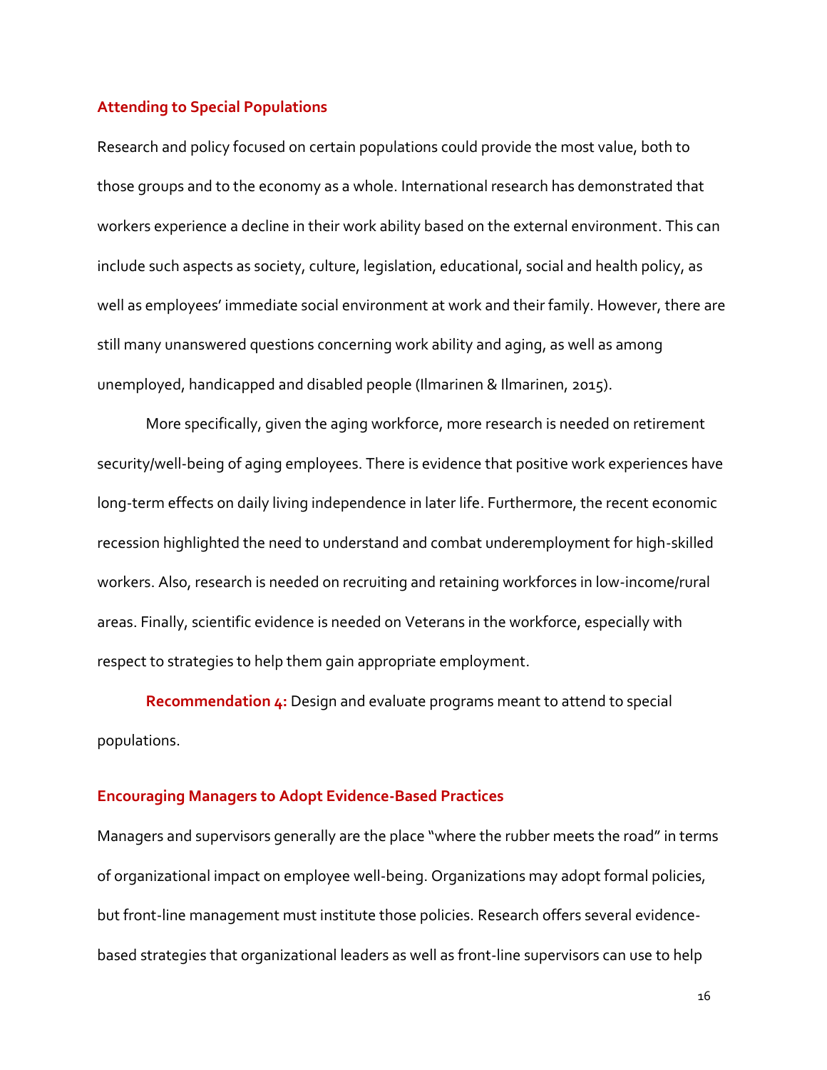## Attending to Special Populations

Research and policy focused on certain populations could provide the most value, both to those groups and to the economy as a whole. International research has demonstrated that workers experience a decline in their work ability based on the external environment. This can include such aspects as society, culture, legislation, educational, social and health policy, as well as employees' immediate social environment at work and their family. However, there are still many unanswered questions concerning work ability and aging, as well as among unemployed, handicapped and disabled people (Ilmarinen & Ilmarinen, 2015).

More specifically, given the aging workforce, more research is needed on retirement security/well-being of aging employees. There is evidence that positive work experiences have long-term effects on daily living independence in later life. Furthermore, the recent economic recession highlighted the need to understand and combat underemployment for high-skilled workers. Also, research is needed on recruiting and retaining workforces in low-income/rural areas. Finally, scientific evidence is needed on Veterans in the workforce, especially with respect to strategies to help them gain appropriate employment.

**Recommendation 4:** Design and evaluate programs meant to attend to special populations.

## Encouraging Managers to Adopt Evidence-Based Practices

Managers and supervisors generally are the place "where the rubber meets the road" in terms of organizational impact on employee well-being. Organizations may adopt formal policies, but front-line management must institute those policies. Research offers several evidence-based strategies that organizational leaders as well as front-line supervisors can use to help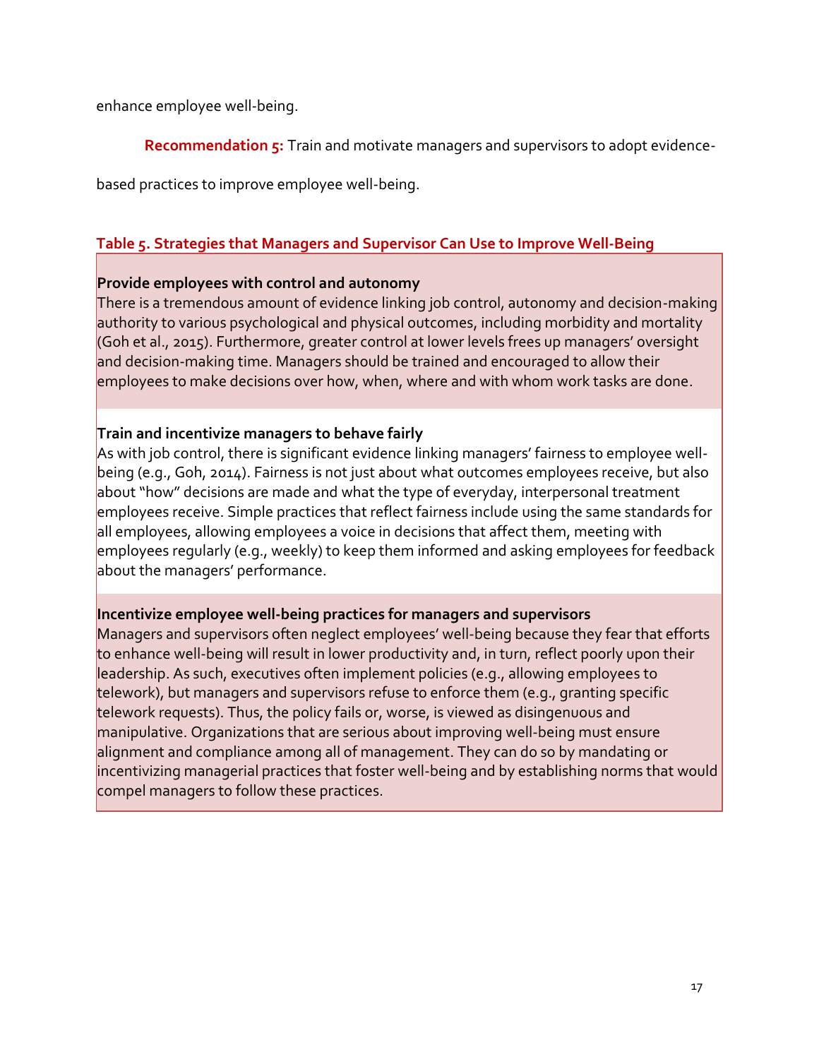enhance employee well-being.

**Recommendation 5:** Train and motivate managers and supervisors to adopt evidence-based practices to improve employee well-being.

**Table 5. Strategies that Managers and Supervisor Can Use to Improve Well-Being**

**Provide employees with control and autonomy**
There is a tremendous amount of evidence linking job control, autonomy and decision-making authority to various psychological and physical outcomes, including morbidity and mortality (Goh et al., 2015). Furthermore, greater control at lower levels frees up managers' oversight and decision-making time. Managers should be trained and encouraged to allow their employees to make decisions over how, when, where and with whom work tasks are done.

**Train and incentivize managers to behave fairly**
As with job control, there is significant evidence linking managers' fairness to employee well-being (e.g., Goh, 2014). Fairness is not just about what outcomes employees receive, but also about "how" decisions are made and what the type of everyday, interpersonal treatment employees receive. Simple practices that reflect fairness include using the same standards for all employees, allowing employees a voice in decisions that affect them, meeting with employees regularly (e.g., weekly) to keep them informed and asking employees for feedback about the managers' performance.

**Incentivize employee well-being practices for managers and supervisors**
Managers and supervisors often neglect employees' well-being because they fear that efforts to enhance well-being will result in lower productivity and, in turn, reflect poorly upon their leadership. As such, executives often implement policies (e.g., allowing employees to telework), but managers and supervisors refuse to enforce them (e.g., granting specific telework requests). Thus, the policy fails or, worse, is viewed as disingenuous and manipulative. Organizations that are serious about improving well-being must ensure alignment and compliance among all of management. They can do so by mandating or incentivizing managerial practices that foster well-being and by establishing norms that would compel managers to follow these practices.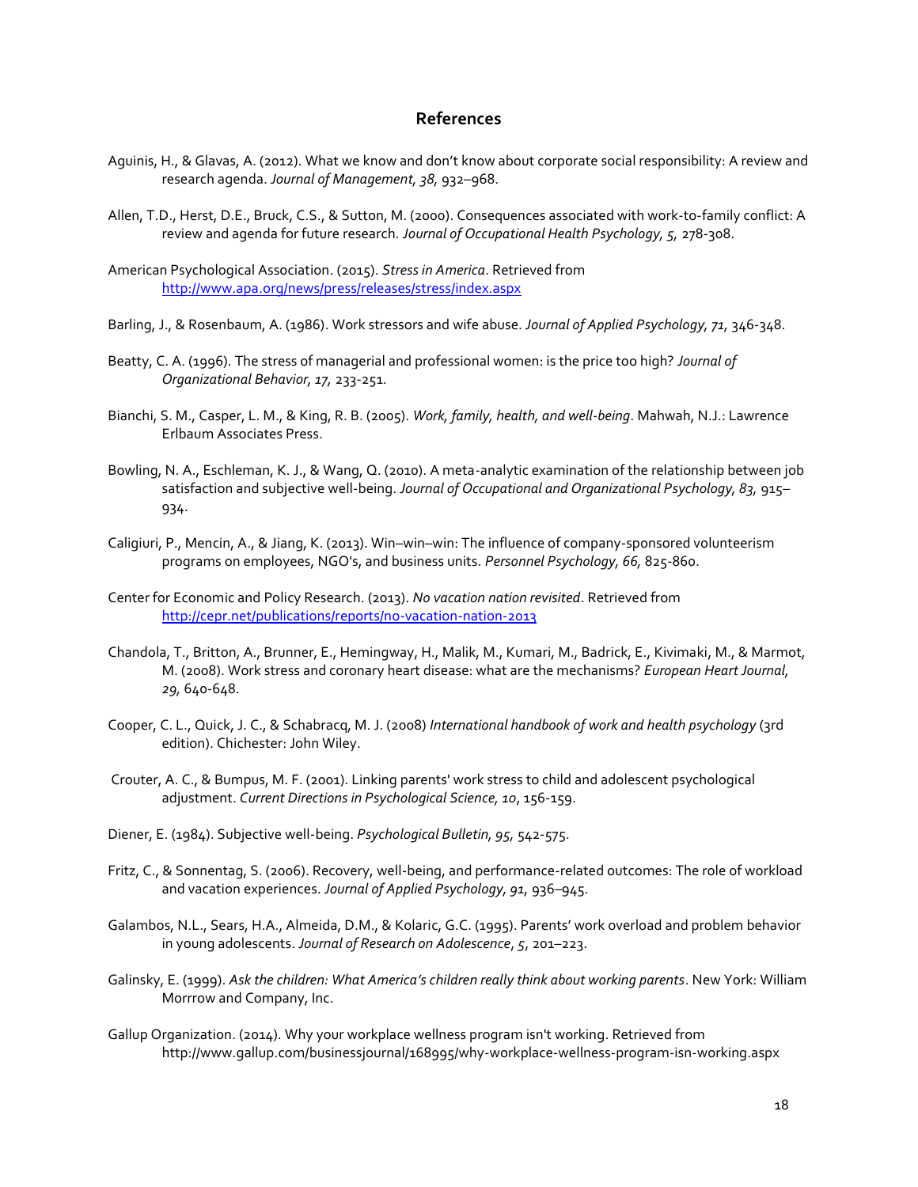# References

Aguinis, H., & Glavas, A. (2012). What we know and don't know about corporate social responsibility: A review and research agenda. *Journal of Management, 38,* 932–968.

Allen, T.D., Herst, D.E., Bruck, C.S., & Sutton, M. (2000). Consequences associated with work-to-family conflict: A review and agenda for future research. *Journal of Occupational Health Psychology, 5,* 278-308.

American Psychological Association. (2015). *Stress in America*. Retrieved from http://www.apa.org/news/press/releases/stress/index.aspx

Barling, J., & Rosenbaum, A. (1986). Work stressors and wife abuse. *Journal of Applied Psychology, 71,* 346-348.

Beatty, C. A. (1996). The stress of managerial and professional women: is the price too high? *Journal of Organizational Behavior, 17,* 233-251.

Bianchi, S. M., Casper, L. M., & King, R. B. (2005). *Work, family, health, and well-being*. Mahwah, N.J.: Lawrence Erlbaum Associates Press.

Bowling, N. A., Eschleman, K. J., & Wang, Q. (2010). A meta-analytic examination of the relationship between job satisfaction and subjective well-being. *Journal of Occupational and Organizational Psychology, 83,* 915–934.

Caligiuri, P., Mencin, A., & Jiang, K. (2013). Win–win–win: The influence of company-sponsored volunteerism programs on employees, NGO's, and business units. *Personnel Psychology, 66,* 825-860.

Center for Economic and Policy Research. (2013). *No vacation nation revisited*. Retrieved from http://cepr.net/publications/reports/no-vacation-nation-2013

Chandola, T., Britton, A., Brunner, E., Hemingway, H., Malik, M., Kumari, M., Badrick, E., Kivimaki, M., & Marmot, M. (2008). Work stress and coronary heart disease: what are the mechanisms? *European Heart Journal, 29,* 640-648.

Cooper, C. L., Quick, J. C., & Schabracq, M. J. (2008) *International handbook of work and health psychology* (3rd edition). Chichester: John Wiley.

Crouter, A. C., & Bumpus, M. F. (2001). Linking parents' work stress to child and adolescent psychological adjustment. *Current Directions in Psychological Science, 10*, 156-159.

Diener, E. (1984). Subjective well-being. *Psychological Bulletin, 95,* 542-575.

Fritz, C., & Sonnentag, S. (2006). Recovery, well-being, and performance-related outcomes: The role of workload and vacation experiences. *Journal of Applied Psychology, 91,* 936–945.

Galambos, N.L., Sears, H.A., Almeida, D.M., & Kolaric, G.C. (1995). Parents' work overload and problem behavior in young adolescents. *Journal of Research on Adolescence*, *5*, 201–223.

Galinsky, E. (1999). *Ask the children: What America's children really think about working parents*. New York: William Morrrow and Company, Inc.

Gallup Organization. (2014). Why your workplace wellness program isn't working. Retrieved from http://www.gallup.com/businessjournal/168995/why-workplace-wellness-program-isn-working.aspx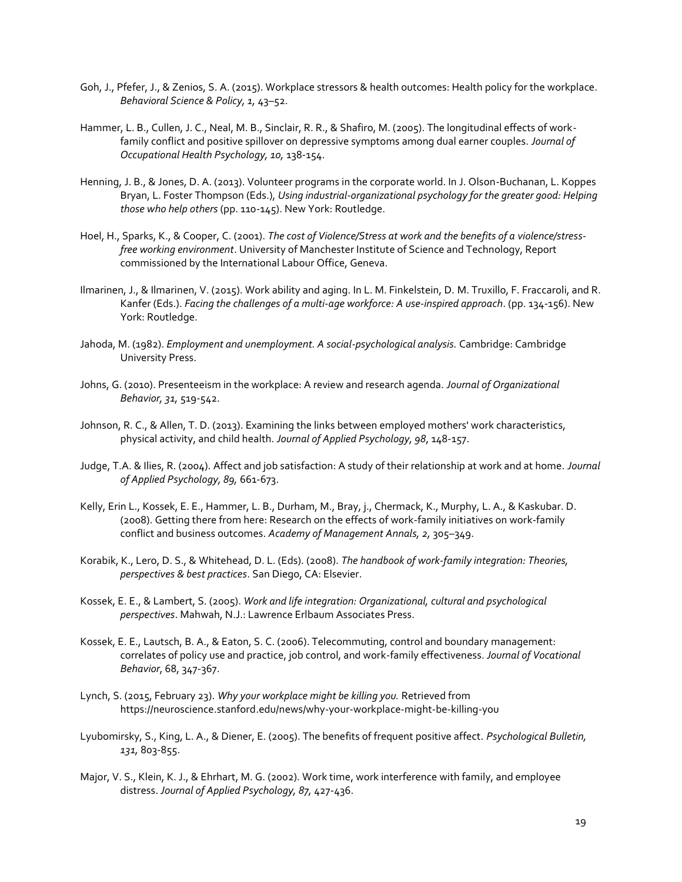Goh, J., Pfefer, J., & Zenios, S. A. (2015). Workplace stressors & health outcomes: Health policy for the workplace. *Behavioral Science & Policy, 1,* 43–52.

Hammer, L. B., Cullen, J. C., Neal, M. B., Sinclair, R. R., & Shafiro, M. (2005). The longitudinal effects of work-family conflict and positive spillover on depressive symptoms among dual earner couples. *Journal of Occupational Health Psychology, 10,* 138-154.

Henning, J. B., & Jones, D. A. (2013). Volunteer programs in the corporate world. In J. Olson-Buchanan, L. Koppes Bryan, L. Foster Thompson (Eds.), *Using industrial-organizational psychology for the greater good: Helping those who help others* (pp. 110-145). New York: Routledge.

Hoel, H., Sparks, K., & Cooper, C. (2001). *The cost of Violence/Stress at work and the benefits of a violence/stress-free working environment*. University of Manchester Institute of Science and Technology, Report commissioned by the International Labour Office, Geneva.

Ilmarinen, J., & Ilmarinen, V. (2015). Work ability and aging. In L. M. Finkelstein, D. M. Truxillo, F. Fraccaroli, and R. Kanfer (Eds.). *Facing the challenges of a multi-age workforce: A use-inspired approach*. (pp. 134-156). New York: Routledge.

Jahoda, M. (1982). *Employment and unemployment. A social-psychological analysis.* Cambridge: Cambridge University Press.

Johns, G. (2010). Presenteeism in the workplace: A review and research agenda. *Journal of Organizational Behavior, 31,* 519-542.

Johnson, R. C., & Allen, T. D. (2013). Examining the links between employed mothers' work characteristics, physical activity, and child health. *Journal of Applied Psychology, 98*, 148-157.

Judge, T.A. & Ilies, R. (2004). Affect and job satisfaction: A study of their relationship at work and at home. *Journal of Applied Psychology, 89,* 661-673.

Kelly, Erin L., Kossek, E. E., Hammer, L. B., Durham, M., Bray, j., Chermack, K., Murphy, L. A., & Kaskubar. D. (2008). Getting there from here: Research on the effects of work-family initiatives on work-family conflict and business outcomes. *Academy of Management Annals, 2,* 305–349.

Korabik, K., Lero, D. S., & Whitehead, D. L. (Eds). (2008). *The handbook of work-family integration: Theories, perspectives & best practices*. San Diego, CA: Elsevier.

Kossek, E. E., & Lambert, S. (2005). *Work and life integration: Organizational, cultural and psychological perspectives*. Mahwah, N.J.: Lawrence Erlbaum Associates Press.

Kossek, E. E., Lautsch, B. A., & Eaton, S. C. (2006). Telecommuting, control and boundary management: correlates of policy use and practice, job control, and work-family effectiveness. *Journal of Vocational Behavior*, 68, 347-367.

Lynch, S. (2015, February 23). *Why your workplace might be killing you.* Retrieved from https://neuroscience.stanford.edu/news/why-your-workplace-might-be-killing-you

Lyubomirsky, S., King, L. A., & Diener, E. (2005). The benefits of frequent positive affect. *Psychological Bulletin, 131,* 803-855.

Major, V. S., Klein, K. J., & Ehrhart, M. G. (2002). Work time, work interference with family, and employee distress. *Journal of Applied Psychology, 87,* 427-436.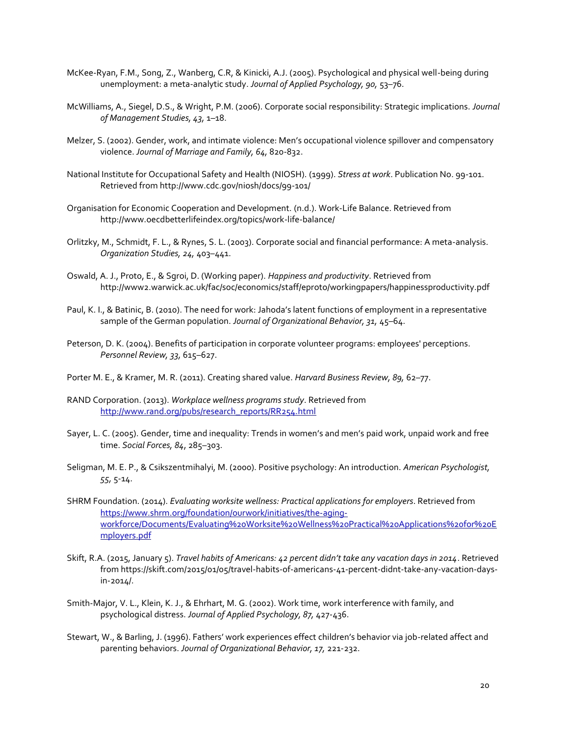McKee-Ryan, F.M., Song, Z., Wanberg, C.R, & Kinicki, A.J. (2005). Psychological and physical well-being during unemployment: a meta-analytic study. *Journal of Applied Psychology, 90,* 53–76.

McWilliams, A., Siegel, D.S., & Wright, P.M. (2006). Corporate social responsibility: Strategic implications. *Journal of Management Studies, 43,* 1–18.

Melzer, S. (2002). Gender, work, and intimate violence: Men's occupational violence spillover and compensatory violence. *Journal of Marriage and Family, 64,* 820-832.

National Institute for Occupational Safety and Health (NIOSH). (1999). *Stress at work*. Publication No. 99-101. Retrieved from http://www.cdc.gov/niosh/docs/99-101/

Organisation for Economic Cooperation and Development. (n.d.). Work-Life Balance. Retrieved from http://www.oecdbetterlifeindex.org/topics/work-life-balance/

Orlitzky, M., Schmidt, F. L., & Rynes, S. L. (2003). Corporate social and financial performance: A meta-analysis. *Organization Studies, 24,* 403–441.

Oswald, A. J., Proto, E., & Sgroi, D. (Working paper). *Happiness and productivity*. Retrieved from http://www2.warwick.ac.uk/fac/soc/economics/staff/eproto/workingpapers/happinessproductivity.pdf

Paul, K. I., & Batinic, B. (2010). The need for work: Jahoda's latent functions of employment in a representative sample of the German population. *Journal of Organizational Behavior, 31,* 45–64.

Peterson, D. K. (2004). Benefits of participation in corporate volunteer programs: employees' perceptions. *Personnel Review, 33,* 615–627.

Porter M. E., & Kramer, M. R. (2011). Creating shared value. *Harvard Business Review, 89,* 62–77.

RAND Corporation. (2013). *Workplace wellness programs study*. Retrieved from http://www.rand.org/pubs/research_reports/RR254.html

Sayer, L. C. (2005). Gender, time and inequality: Trends in women's and men's paid work, unpaid work and free time. *Social Forces, 84*, 285–303.

Seligman, M. E. P., & Csikszentmihalyi, M. (2000). Positive psychology: An introduction. *American Psychologist, 55,* 5-14.

SHRM Foundation. (2014). *Evaluating worksite wellness: Practical applications for employers*. Retrieved from https://www.shrm.org/foundation/ourwork/initiatives/the-aging-workforce/Documents/Evaluating%20Worksite%20Wellness%20Practical%20Applications%20for%20Employers.pdf

Skift, R.A. (2015, January 5). *Travel habits of Americans: 42 percent didn't take any vacation days in 2014*. Retrieved from https://skift.com/2015/01/05/travel-habits-of-americans-41-percent-didnt-take-any-vacation-days-in-2014/.

Smith-Major, V. L., Klein, K. J., & Ehrhart, M. G. (2002). Work time, work interference with family, and psychological distress. *Journal of Applied Psychology, 87,* 427-436.

Stewart, W., & Barling, J. (1996). Fathers' work experiences effect children's behavior via job-related affect and parenting behaviors. *Journal of Organizational Behavior, 17,* 221-232.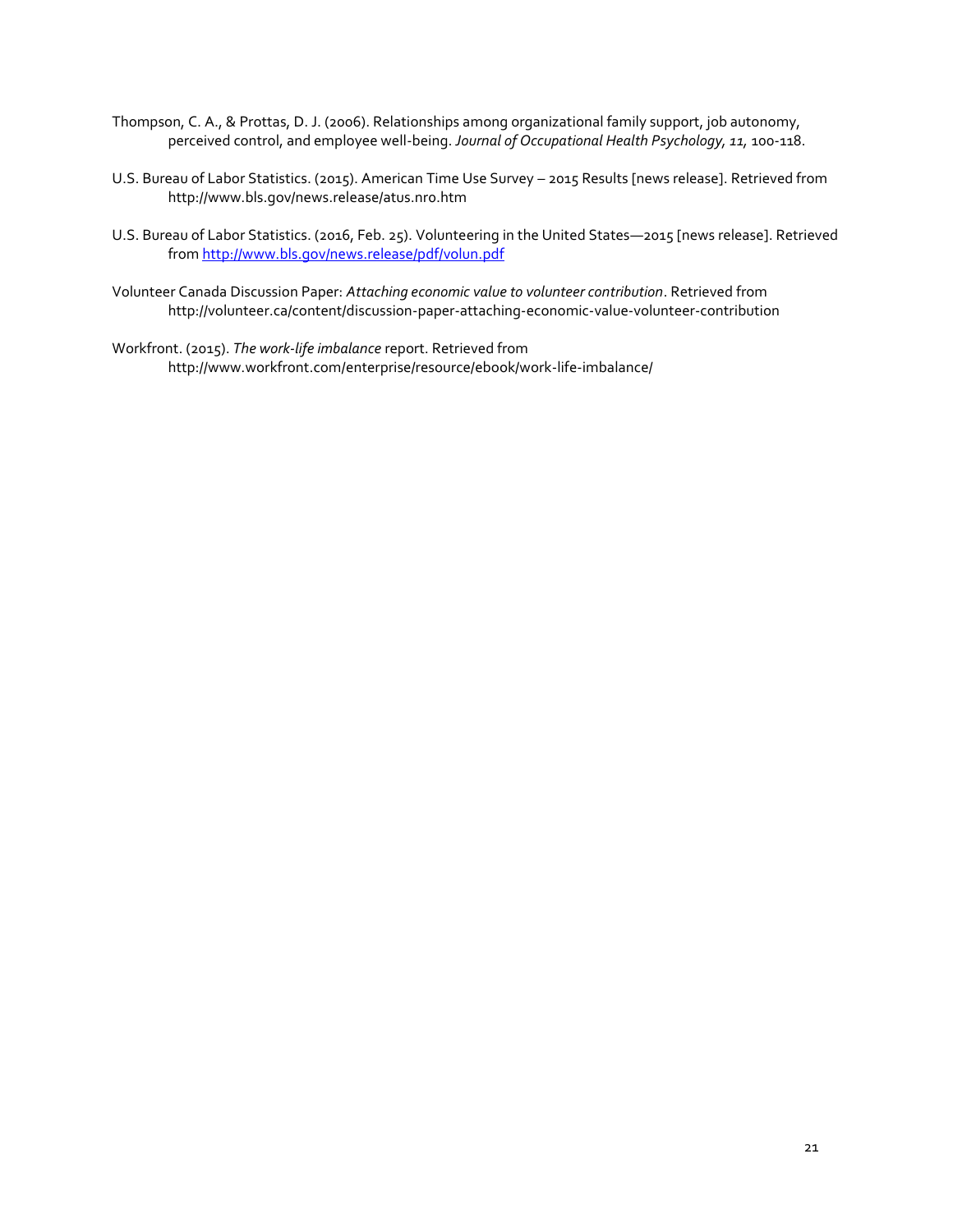Thompson, C. A., & Prottas, D. J. (2006). Relationships among organizational family support, job autonomy, perceived control, and employee well-being. *Journal of Occupational Health Psychology, 11,* 100-118.

U.S. Bureau of Labor Statistics. (2015). American Time Use Survey – 2015 Results [news release]. Retrieved from http://www.bls.gov/news.release/atus.nro.htm

U.S. Bureau of Labor Statistics. (2016, Feb. 25). Volunteering in the United States—2015 [news release]. Retrieved from http://www.bls.gov/news.release/pdf/volun.pdf

Volunteer Canada Discussion Paper: *Attaching economic value to volunteer contribution*. Retrieved from http://volunteer.ca/content/discussion-paper-attaching-economic-value-volunteer-contribution

Workfront. (2015). *The work-life imbalance* report. Retrieved from http://www.workfront.com/enterprise/resource/ebook/work-life-imbalance/